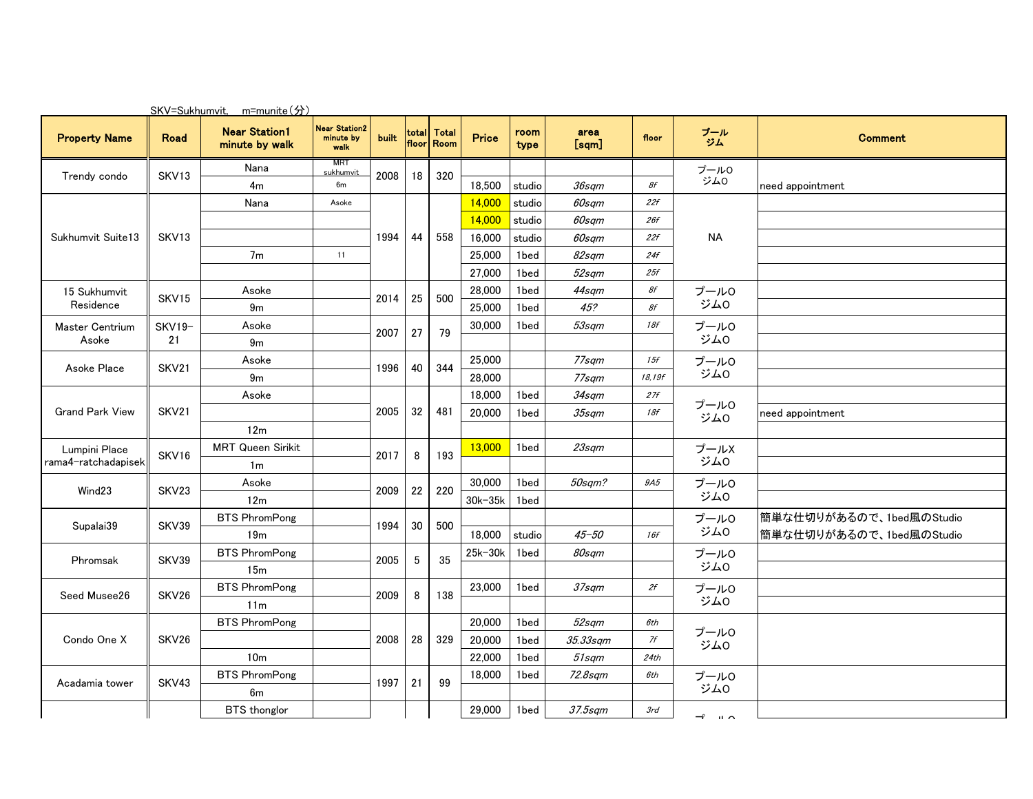SKV=Sukhumvit,　m=munite（分）

| Property Name | Road | Near Station1 minute by walk | Near Station2 minute by walk | built | total floor | Total Room | Price | room type | area [sqm] | floor | プール ジム | Comment |
|---|---|---|---|---|---|---|---|---|---|---|---|---|
| Trendy condo | SKV13 | Nana | MRT sukhumvit | 2008 | 18 | 320 | | | | | プールO ジムO | |
| | | 4m | 6m | | | | 18,500 | studio | *36sqm* | *8f* | | need appointment |
| Sukhumvit Suite13 | SKV13 | Nana | Asoke | 1994 | 44 | 558 | 14,000 | studio | *60sqm* | *22f* | NA | |
| | | | | | | | 14,000 | studio | *60sqm* | *26f* | | |
| | | | | | | | 16,000 | studio | *60sqm* | *22f* | | |
| | | 7m | 11 | | | | 25,000 | 1bed | *82sqm* | *24f* | | |
| | | | | | | | 27,000 | 1bed | *52sqm* | *25f* | | |
| 15 Sukhumvit Residence | SKV15 | Asoke | | 2014 | 25 | 500 | 28,000 | 1bed | *44sqm* | *8f* | プールO ジムO | |
| | | 9m | | | | | 25,000 | 1bed | *45?* | *8f* | | |
| Master Centrium Asoke | SKV19-21 | Asoke | | 2007 | 27 | 79 | 30,000 | 1bed | *53sqm* | *18f* | プールO ジムO | |
| | | 9m | | | | | | | | | | |
| Asoke Place | SKV21 | Asoke | | 1996 | 40 | 344 | 25,000 | | *77sqm* | *15f* | プールO ジムO | |
| | | 9m | | | | | 28,000 | | *77sqm* | *18,19f* | | |
| Grand Park View | SKV21 | Asoke | | 2005 | 32 | 481 | 18,000 | 1bed | *34sqm* | *27f* | プールO ジムO | |
| | | | | | | | 20,000 | 1bed | *35sqm* | *18f* | | need appointment |
| | | 12m | | | | | | | | | | |
| Lumpini Place rama4-ratchadapisek | SKV16 | MRT Queen Sirikit | | 2017 | 8 | 193 | 13,000 | 1bed | *23sqm* | | プールX ジムO | |
| | | 1m | | | | | | | | | | |
| Wind23 | SKV23 | Asoke | | 2009 | 22 | 220 | 30,000 | 1bed | *50sqm?* | *9A5* | プールO ジムO | |
| | | 12m | | | | | 30k-35k | 1bed | | | | |
| Supalai39 | SKV39 | BTS PhromPong | | 1994 | 30 | 500 | | | | | プールO ジムO | 簡単な仕切りがあるので、1bed風のStudio |
| | | 19m | | | | | 18,000 | studio | *45-50* | *16f* | | 簡単な仕切りがあるので、1bed風のStudio |
| Phromsak | SKV39 | BTS PhromPong | | 2005 | 5 | 35 | 25k-30k | 1bed | *80sqm* | | プールO ジムO | |
| | | 15m | | | | | | | | | | |
| Seed Musee26 | SKV26 | BTS PhromPong | | 2009 | 8 | 138 | 23,000 | 1bed | *37sqm* | *2f* | プールO ジムO | |
| | | 11m | | | | | | | | | | |
| Condo One X | SKV26 | BTS PhromPong | | 2008 | 28 | 329 | 20,000 | 1bed | *52sqm* | *6th* | プールO ジムO | |
| | | | | | | | 20,000 | 1bed | *35.33sqm* | *7f* | | |
| | | 10m | | | | | 22,000 | 1bed | *51sqm* | *24th* | | |
| Acadamia tower | SKV43 | BTS PhromPong | | 1997 | 21 | 99 | 18,000 | 1bed | *72.8sqm* | *6th* | プールO ジムO | |
| | | 6m | | | | | | | | | | |
| | | BTS thonglor | | | | | 29,000 | 1bed | *37.5sqm* | *3rd* | プールO | |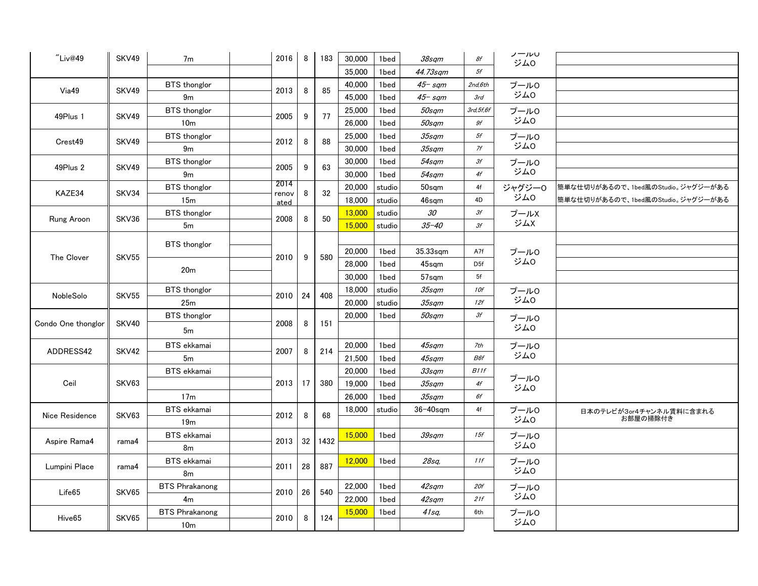| | | | | | | | | | | | | |
|---|---|---|---|---|---|---|---|---|---|---|---|---|
| ˝Liv@49 | SKV49 | 7m | | 2016 | 8 | 183 | 30,000 | 1bed | *38sqm* | *8f* | プールO ジムO | |
| | | | | | | | 35,000 | 1bed | *44.73sqm* | *5f* | | |
| Via49 | SKV49 | BTS thonglor | | 2013 | 8 | 85 | 40,000 | 1bed | *45- sqm* | *2nd,6th* | プールO ジムO | |
| | | 9m | | | | | 45,000 | 1bed | *45- sqm* | *3rd* | | |
| 49Plus 1 | SKV49 | BTS thonglor | | 2005 | 9 | 77 | 25,000 | 1bed | *50sqm* | *3rd,5f,6f* | プールO ジムO | |
| | | 10m | | | | | 26,000 | 1bed | *50sqm* | *9f* | | |
| Crest49 | SKV49 | BTS thonglor | | 2012 | 8 | 88 | 25,000 | 1bed | *35sqm* | *5f* | プールO ジムO | |
| | | 9m | | | | | 30,000 | 1bed | *35sqm* | *7f* | | |
| 49Plus 2 | SKV49 | BTS thonglor | | 2005 | 9 | 63 | 30,000 | 1bed | *54sqm* | *3f* | プールO ジムO | |
| | | 9m | | | | | 30,000 | 1bed | *54sqm* | *4f* | | |
| KAZE34 | SKV34 | BTS thonglor | | 2014 renovated | 8 | 32 | 20,000 | studio | 50sqm | 4f | ジャグジーO ジムO | 簡単な仕切りがあるので、1bed風のStudio。ジャグジーがある |
| | | 15m | | | | | 18,000 | studio | 46sqm | 4D | | 簡単な仕切りがあるので、1bed風のStudio。ジャグジーがある |
| Rung Aroon | SKV36 | BTS thonglor | | 2008 | 8 | 50 | 13,000 | studio | *30* | *3f* | プールX ジムX | |
| | | 5m | | | | | 15,000 | studio | *35-40* | *3f* | | |
| The Clover | SKV55 | BTS thonglor | | 2010 | 9 | 580 | | | | | プールO ジムO | |
| | | | | | | | 20,000 | 1bed | 35.33sqm | A7f | | |
| | | 20m | | | | | 28,000 | 1bed | 45sqm | D5f | | |
| | | | | | | | 30,000 | 1bed | 57sqm | 5f | | |
| NobleSolo | SKV55 | BTS thonglor | | 2010 | 24 | 408 | 18,000 | studio | *35sqm* | *10f* | プールO ジムO | |
| | | 25m | | | | | 20,000 | studio | *35sqm* | *12f* | | |
| Condo One thonglor | SKV40 | BTS thonglor | | 2008 | 8 | 151 | 20,000 | 1bed | *50sqm* | *3f* | プールO ジムO | |
| | | 5m | | | | | | | | | | |
| ADDRESS42 | SKV42 | BTS ekkamai | | 2007 | 8 | 214 | 20,000 | 1bed | *45sqm* | *7th* | プールO ジムO | |
| | | 5m | | | | | 21,500 | 1bed | *45sqm* | *B6f* | | |
| Ceil | SKV63 | BTS ekkamai | | 2013 | 17 | 380 | 20,000 | 1bed | *33sqm* | *B11f* | プールO ジムO | |
| | | | | | | | 19,000 | 1bed | *35sqm* | *4f* | | |
| | | 17m | | | | | 26,000 | 1bed | *35sqm* | *6f* | | |
| Nice Residence | SKV63 | BTS ekkamai | | 2012 | 8 | 68 | 18,000 | studio | 36-40sqm | 4f | プールO ジムO | 日本のテレビが3or4チャンネル賃料に含まれる お部屋の掃除付き |
| | | 19m | | | | | | | | | | |
| Aspire Rama4 | rama4 | BTS ekkamai | | 2013 | 32 | 1432 | 15,000 | 1bed | *39sqm* | *15f* | プールO ジムO | |
| | | 8m | | | | | | | | | | |
| Lumpini Place | rama4 | BTS ekkamai | | 2011 | 28 | 887 | 12,000 | 1bed | *28sq,* | *11f* | プールO ジムO | |
| | | 8m | | | | | | | | | | |
| Life65 | SKV65 | BTS Phrakanong | | 2010 | 26 | 540 | 22,000 | 1bed | *42sqm* | *20f* | プールO ジムO | |
| | | 4m | | | | | 22,000 | 1bed | *42sqm* | *21f* | | |
| Hive65 | SKV65 | BTS Phrakanong | | 2010 | 8 | 124 | 15,000 | 1bed | *41sq,* | 6th | プールO ジムO | |
| | | 10m | | | | | | | | | | |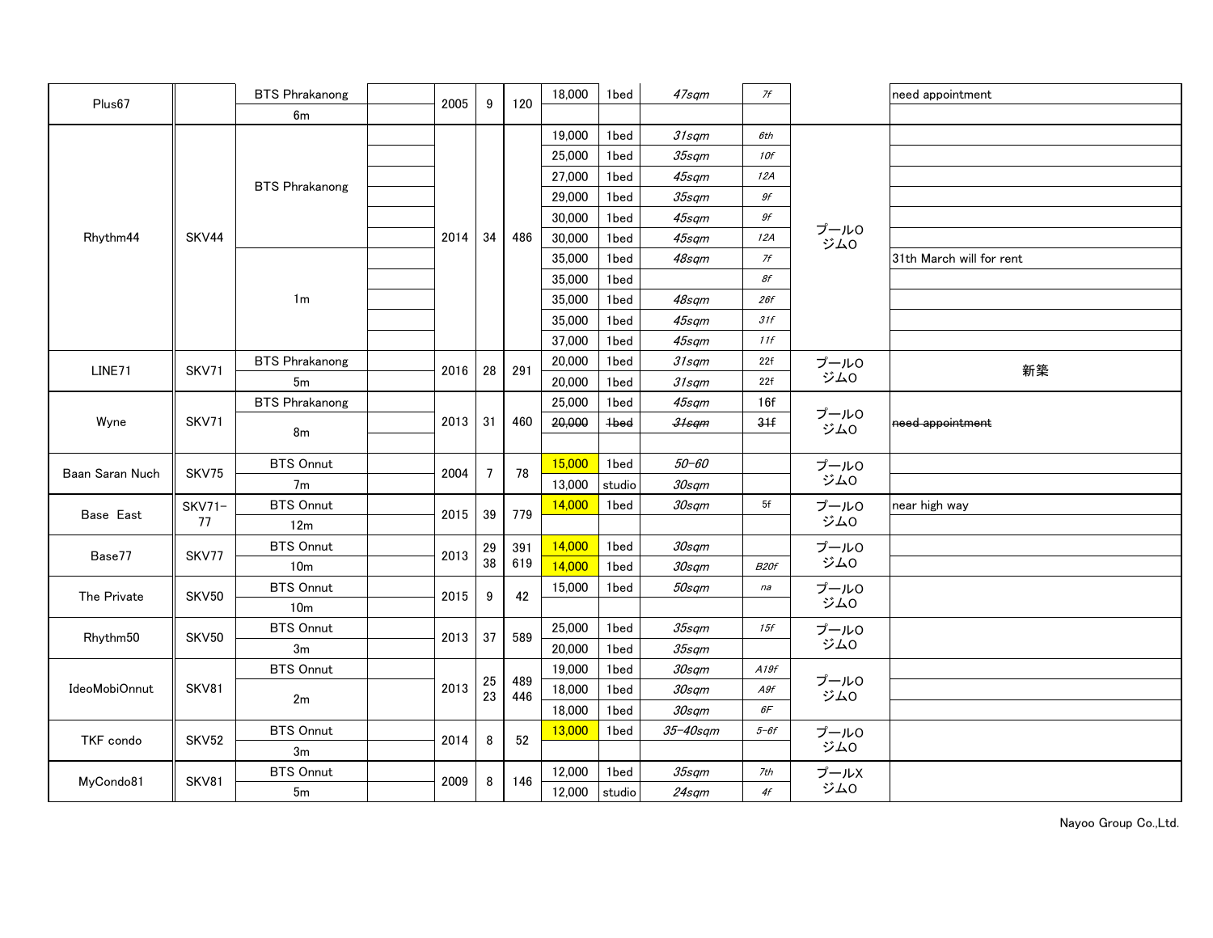| | | | | | | | | | | | | |
|---|---|---|---|---|---|---|---|---|---|---|---|---|
| Plus67 | | BTS Phrakanong | | 2005 | 9 | 120 | 18,000 | 1bed | *47sqm* | *7f* | | need appointment |
| | | 6m | | | | | | | | | | |
| Rhythm44 | SKV44 | BTS Phrakanong | | 2014 | 34 | 486 | 19,000 | 1bed | *31sqm* | *6th* | プールO ジムO | |
| | | | | | | | 25,000 | 1bed | *35sqm* | *10f* | | |
| | | | | | | | 27,000 | 1bed | *45sqm* | *12A* | | |
| | | | | | | | 29,000 | 1bed | *35sqm* | *9f* | | |
| | | | | | | | 30,000 | 1bed | *45sqm* | *9f* | | |
| | | | | | | | 30,000 | 1bed | *45sqm* | *12A* | | |
| | | 1m | | | | | 35,000 | 1bed | *48sqm* | *7f* | | 31th March will for rent |
| | | | | | | | 35,000 | 1bed | | *8f* | | |
| | | | | | | | 35,000 | 1bed | *48sqm* | *26f* | | |
| | | | | | | | 35,000 | 1bed | *45sqm* | *31f* | | |
| | | | | | | | 37,000 | 1bed | *45sqm* | *11f* | | |
| LINE71 | SKV71 | BTS Phrakanong | | 2016 | 28 | 291 | 20,000 | 1bed | *31sqm* | 22f | プールO ジムO | 新築 |
| | | 5m | | | | | 20,000 | 1bed | *31sqm* | 22f | | |
| Wyne | SKV71 | BTS Phrakanong | | 2013 | 31 | 460 | 25,000 | 1bed | *45sqm* | 16f | プールO ジムO | ~~need appointment~~ |
| | | 8m | | | | | ~~20,000~~ | ~~1bed~~ | ~~*31sqm*~~ | ~~31f~~ | | |
| Baan Saran Nuch | SKV75 | BTS Onnut | | 2004 | 7 | 78 | 15,000 | 1bed | *50-60* | | プールO ジムO | |
| | | 7m | | | | | 13,000 | studio | *30sqm* | | | |
| Base East | SKV71-77 | BTS Onnut | | 2015 | 39 | 779 | 14,000 | 1bed | *30sqm* | 5f | プールO ジムO | near high way |
| | | 12m | | | | | | | | | | |
| Base77 | SKV77 | BTS Onnut | | 2013 | 29 38 | 391 619 | 14,000 | 1bed | *30sqm* | | プールO ジムO | |
| | | 10m | | | | | 14,000 | 1bed | *30sqm* | *B20f* | | |
| The Private | SKV50 | BTS Onnut | | 2015 | 9 | 42 | 15,000 | 1bed | *50sqm* | *na* | プールO ジムO | |
| | | 10m | | | | | | | | | | |
| Rhythm50 | SKV50 | BTS Onnut | | 2013 | 37 | 589 | 25,000 | 1bed | *35sqm* | *15f* | プールO ジムO | |
| | | 3m | | | | | 20,000 | 1bed | *35sqm* | | | |
| IdeoMobiOnnut | SKV81 | BTS Onnut | | 2013 | 25 23 | 489 446 | 19,000 | 1bed | *30sqm* | *A19f* | プールO ジムO | |
| | | 2m | | | | | 18,000 | 1bed | *30sqm* | *A9f* | | |
| | | | | | | | 18,000 | 1bed | *30sqm* | *6F* | | |
| TKF condo | SKV52 | BTS Onnut | | 2014 | 8 | 52 | 13,000 | 1bed | *35-40sqm* | *5-6f* | プールO ジムO | |
| | | 3m | | | | | | | | | | |
| MyCondo81 | SKV81 | BTS Onnut | | 2009 | 8 | 146 | 12,000 | 1bed | *35sqm* | *7th* | プールX ジムO | |
| | | 5m | | | | | 12,000 | studio | *24sqm* | *4f* | | |

Nayoo Group Co.,Ltd.